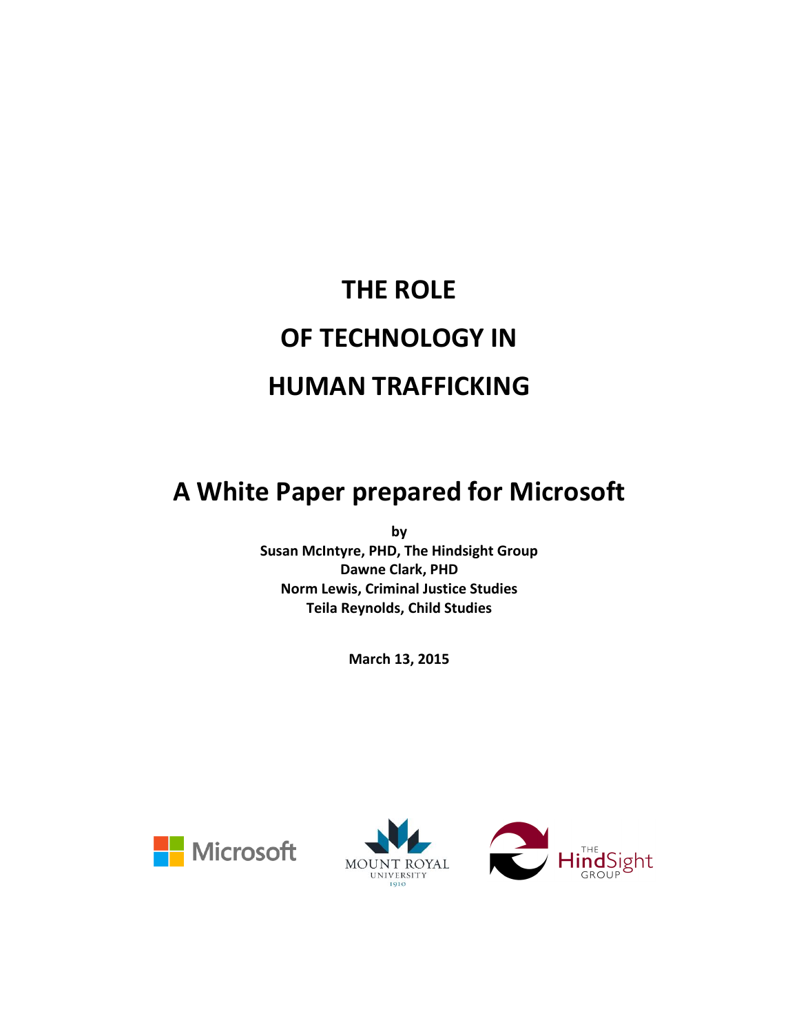# THE ROLE OF TECHNOLOGY IN HUMAN TRAFFICKING

## A White Paper prepared for Microsoft

**by**
**Susan McIntyre, PHD, The Hindsight Group**
**Dawne Clark, PHD**
**Norm Lewis, Criminal Justice Studies**
**Teila Reynolds, Child Studies**

**March 13, 2015**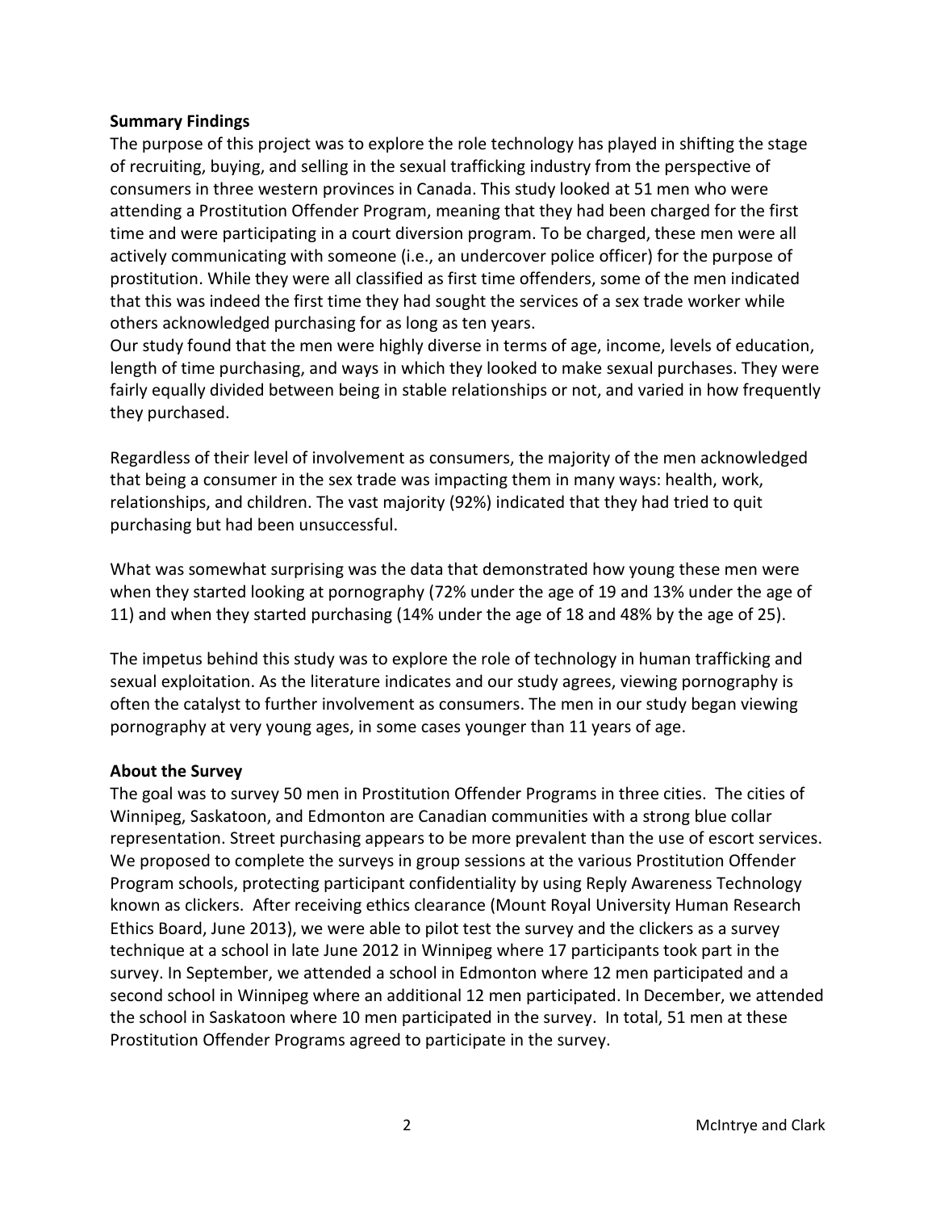**Summary Findings**

The purpose of this project was to explore the role technology has played in shifting the stage of recruiting, buying, and selling in the sexual trafficking industry from the perspective of consumers in three western provinces in Canada. This study looked at 51 men who were attending a Prostitution Offender Program, meaning that they had been charged for the first time and were participating in a court diversion program. To be charged, these men were all actively communicating with someone (i.e., an undercover police officer) for the purpose of prostitution. While they were all classified as first time offenders, some of the men indicated that this was indeed the first time they had sought the services of a sex trade worker while others acknowledged purchasing for as long as ten years.

Our study found that the men were highly diverse in terms of age, income, levels of education, length of time purchasing, and ways in which they looked to make sexual purchases. They were fairly equally divided between being in stable relationships or not, and varied in how frequently they purchased.

Regardless of their level of involvement as consumers, the majority of the men acknowledged that being a consumer in the sex trade was impacting them in many ways: health, work, relationships, and children. The vast majority (92%) indicated that they had tried to quit purchasing but had been unsuccessful.

What was somewhat surprising was the data that demonstrated how young these men were when they started looking at pornography (72% under the age of 19 and 13% under the age of 11) and when they started purchasing (14% under the age of 18 and 48% by the age of 25).

The impetus behind this study was to explore the role of technology in human trafficking and sexual exploitation. As the literature indicates and our study agrees, viewing pornography is often the catalyst to further involvement as consumers. The men in our study began viewing pornography at very young ages, in some cases younger than 11 years of age.

**About the Survey**

The goal was to survey 50 men in Prostitution Offender Programs in three cities. The cities of Winnipeg, Saskatoon, and Edmonton are Canadian communities with a strong blue collar representation. Street purchasing appears to be more prevalent than the use of escort services. We proposed to complete the surveys in group sessions at the various Prostitution Offender Program schools, protecting participant confidentiality by using Reply Awareness Technology known as clickers. After receiving ethics clearance (Mount Royal University Human Research Ethics Board, June 2013), we were able to pilot test the survey and the clickers as a survey technique at a school in late June 2012 in Winnipeg where 17 participants took part in the survey. In September, we attended a school in Edmonton where 12 men participated and a second school in Winnipeg where an additional 12 men participated. In December, we attended the school in Saskatoon where 10 men participated in the survey. In total, 51 men at these Prostitution Offender Programs agreed to participate in the survey.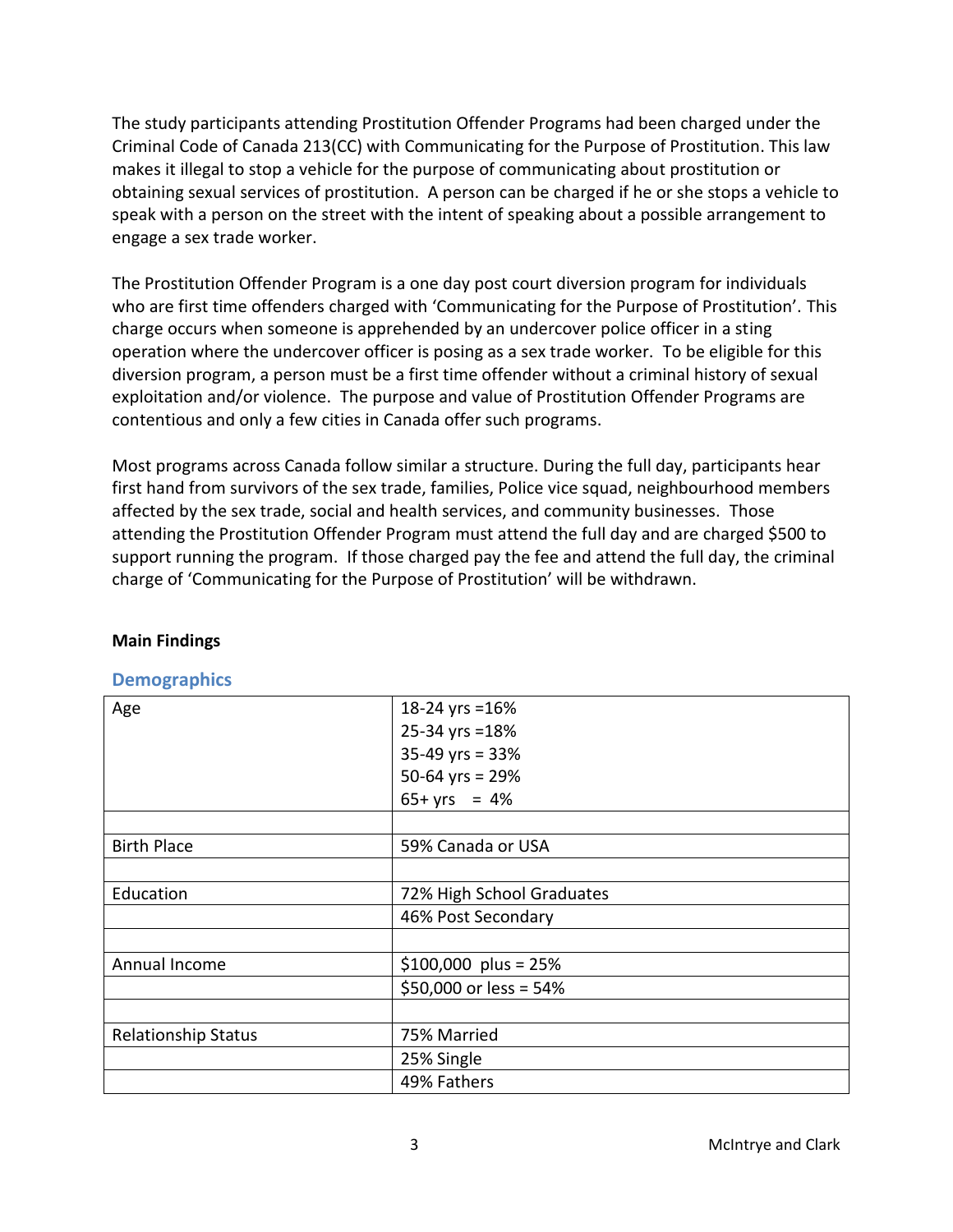The study participants attending Prostitution Offender Programs had been charged under the Criminal Code of Canada 213(CC) with Communicating for the Purpose of Prostitution. This law makes it illegal to stop a vehicle for the purpose of communicating about prostitution or obtaining sexual services of prostitution. A person can be charged if he or she stops a vehicle to speak with a person on the street with the intent of speaking about a possible arrangement to engage a sex trade worker.

The Prostitution Offender Program is a one day post court diversion program for individuals who are first time offenders charged with 'Communicating for the Purpose of Prostitution'. This charge occurs when someone is apprehended by an undercover police officer in a sting operation where the undercover officer is posing as a sex trade worker. To be eligible for this diversion program, a person must be a first time offender without a criminal history of sexual exploitation and/or violence. The purpose and value of Prostitution Offender Programs are contentious and only a few cities in Canada offer such programs.

Most programs across Canada follow similar a structure. During the full day, participants hear first hand from survivors of the sex trade, families, Police vice squad, neighbourhood members affected by the sex trade, social and health services, and community businesses. Those attending the Prostitution Offender Program must attend the full day and are charged $500 to support running the program. If those charged pay the fee and attend the full day, the criminal charge of 'Communicating for the Purpose of Prostitution' will be withdrawn.

**Main Findings**

## Demographics

| | |
|---|---|
| Age | 18-24 yrs =16%<br>25-34 yrs =18%<br>35-49 yrs = 33%<br>50-64 yrs = 29%<br>65+ yrs = 4% |
| | |
| Birth Place | 59% Canada or USA |
| | |
| Education | 72% High School Graduates |
| | 46% Post Secondary |
| | |
| Annual Income | $100,000 plus = 25% |
| | $50,000 or less = 54% |
| | |
| Relationship Status | 75% Married |
| | 25% Single |
| | 49% Fathers |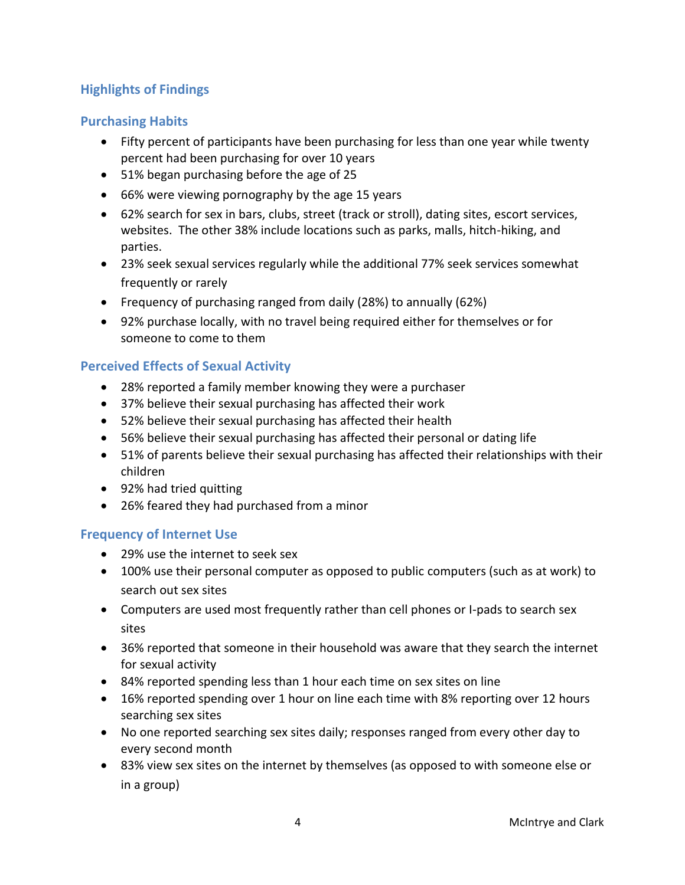## Highlights of Findings

### Purchasing Habits

- Fifty percent of participants have been purchasing for less than one year while twenty percent had been purchasing for over 10 years
- 51% began purchasing before the age of 25
- 66% were viewing pornography by the age 15 years
- 62% search for sex in bars, clubs, street (track or stroll), dating sites, escort services, websites. The other 38% include locations such as parks, malls, hitch-hiking, and parties.
- 23% seek sexual services regularly while the additional 77% seek services somewhat frequently or rarely
- Frequency of purchasing ranged from daily (28%) to annually (62%)
- 92% purchase locally, with no travel being required either for themselves or for someone to come to them

### Perceived Effects of Sexual Activity

- 28% reported a family member knowing they were a purchaser
- 37% believe their sexual purchasing has affected their work
- 52% believe their sexual purchasing has affected their health
- 56% believe their sexual purchasing has affected their personal or dating life
- 51% of parents believe their sexual purchasing has affected their relationships with their children
- 92% had tried quitting
- 26% feared they had purchased from a minor

### Frequency of Internet Use

- 29% use the internet to seek sex
- 100% use their personal computer as opposed to public computers (such as at work) to search out sex sites
- Computers are used most frequently rather than cell phones or I-pads to search sex sites
- 36% reported that someone in their household was aware that they search the internet for sexual activity
- 84% reported spending less than 1 hour each time on sex sites on line
- 16% reported spending over 1 hour on line each time with 8% reporting over 12 hours searching sex sites
- No one reported searching sex sites daily; responses ranged from every other day to every second month
- 83% view sex sites on the internet by themselves (as opposed to with someone else or in a group)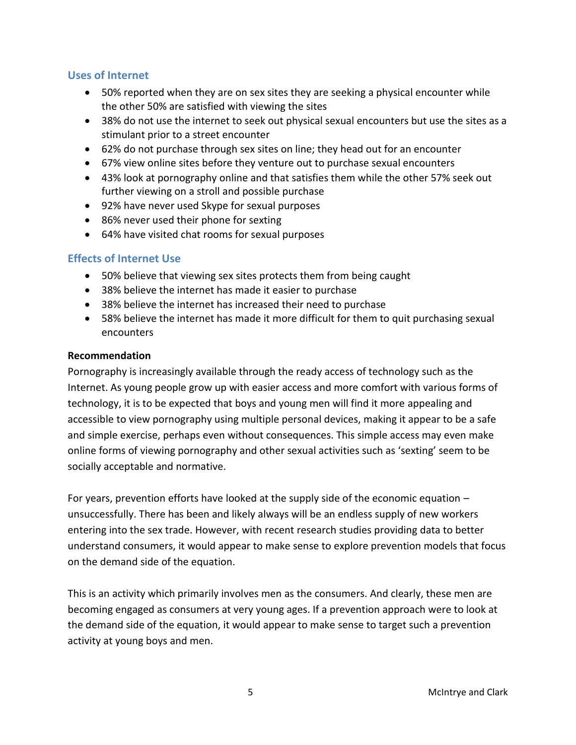## Uses of Internet

- 50% reported when they are on sex sites they are seeking a physical encounter while the other 50% are satisfied with viewing the sites
- 38% do not use the internet to seek out physical sexual encounters but use the sites as a stimulant prior to a street encounter
- 62% do not purchase through sex sites on line; they head out for an encounter
- 67% view online sites before they venture out to purchase sexual encounters
- 43% look at pornography online and that satisfies them while the other 57% seek out further viewing on a stroll and possible purchase
- 92% have never used Skype for sexual purposes
- 86% never used their phone for sexting
- 64% have visited chat rooms for sexual purposes

## Effects of Internet Use

- 50% believe that viewing sex sites protects them from being caught
- 38% believe the internet has made it easier to purchase
- 38% believe the internet has increased their need to purchase
- 58% believe the internet has made it more difficult for them to quit purchasing sexual encounters

**Recommendation**

Pornography is increasingly available through the ready access of technology such as the Internet. As young people grow up with easier access and more comfort with various forms of technology, it is to be expected that boys and young men will find it more appealing and accessible to view pornography using multiple personal devices, making it appear to be a safe and simple exercise, perhaps even without consequences. This simple access may even make online forms of viewing pornography and other sexual activities such as 'sexting' seem to be socially acceptable and normative.

For years, prevention efforts have looked at the supply side of the economic equation – unsuccessfully. There has been and likely always will be an endless supply of new workers entering into the sex trade. However, with recent research studies providing data to better understand consumers, it would appear to make sense to explore prevention models that focus on the demand side of the equation.

This is an activity which primarily involves men as the consumers. And clearly, these men are becoming engaged as consumers at very young ages. If a prevention approach were to look at the demand side of the equation, it would appear to make sense to target such a prevention activity at young boys and men.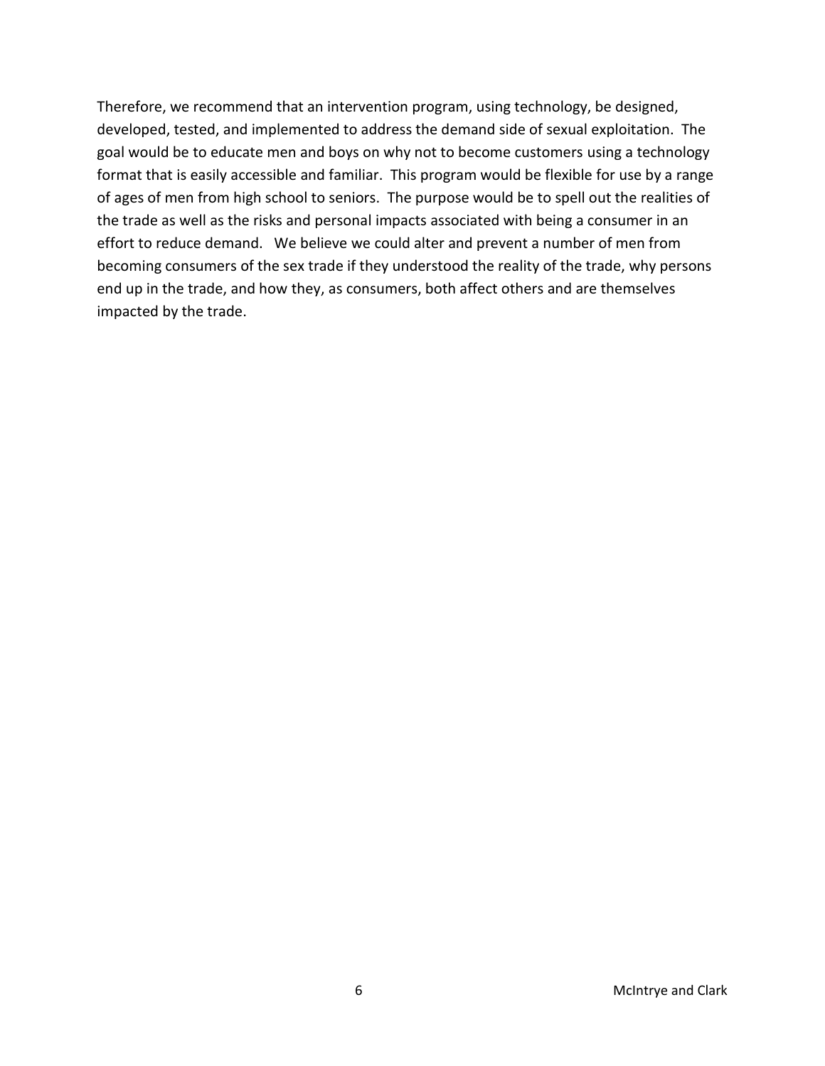Therefore, we recommend that an intervention program, using technology, be designed, developed, tested, and implemented to address the demand side of sexual exploitation. The goal would be to educate men and boys on why not to become customers using a technology format that is easily accessible and familiar. This program would be flexible for use by a range of ages of men from high school to seniors. The purpose would be to spell out the realities of the trade as well as the risks and personal impacts associated with being a consumer in an effort to reduce demand. We believe we could alter and prevent a number of men from becoming consumers of the sex trade if they understood the reality of the trade, why persons end up in the trade, and how they, as consumers, both affect others and are themselves impacted by the trade.